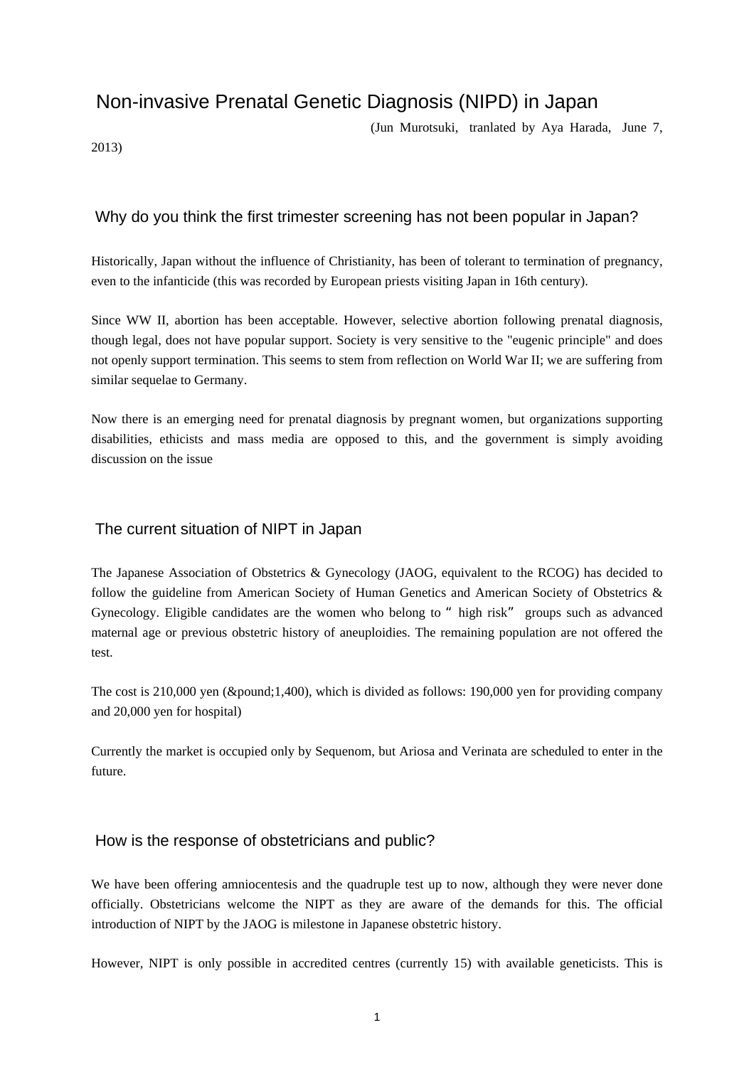# Non-invasive Prenatal Genetic Diagnosis (NIPD) in Japan

(Jun Murotsuki, tranlated by Aya Harada, June 7, 2013)

## Why do you think the first trimester screening has not been popular in Japan?

Historically, Japan without the influence of Christianity, has been of tolerant to termination of pregnancy, even to the infanticide (this was recorded by European priests visiting Japan in 16th century).

Since WW II, abortion has been acceptable. However, selective abortion following prenatal diagnosis, though legal, does not have popular support. Society is very sensitive to the "eugenic principle" and does not openly support termination. This seems to stem from reflection on World War II; we are suffering from similar sequelae to Germany.

Now there is an emerging need for prenatal diagnosis by pregnant women, but organizations supporting disabilities, ethicists and mass media are opposed to this, and the government is simply avoiding discussion on the issue

## The current situation of NIPT in Japan

The Japanese Association of Obstetrics & Gynecology (JAOG, equivalent to the RCOG) has decided to follow the guideline from American Society of Human Genetics and American Society of Obstetrics & Gynecology. Eligible candidates are the women who belong to " high risk" groups such as advanced maternal age or previous obstetric history of aneuploidies. The remaining population are not offered the test.

The cost is 210,000 yen (&pound;1,400), which is divided as follows: 190,000 yen for providing company and 20,000 yen for hospital)

Currently the market is occupied only by Sequenom, but Ariosa and Verinata are scheduled to enter in the future.

## How is the response of obstetricians and public?

We have been offering amniocentesis and the quadruple test up to now, although they were never done officially. Obstetricians welcome the NIPT as they are aware of the demands for this. The official introduction of NIPT by the JAOG is milestone in Japanese obstetric history.

However, NIPT is only possible in accredited centres (currently 15) with available geneticists. This is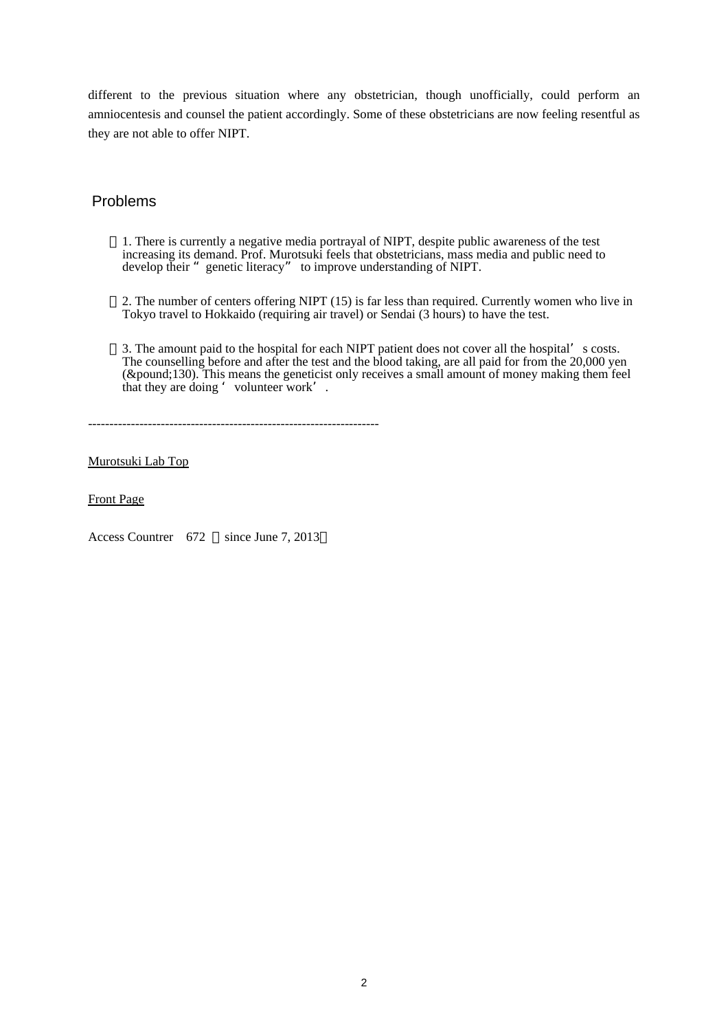different to the previous situation where any obstetrician, though unofficially, could perform an amniocentesis and counsel the patient accordingly. Some of these obstetricians are now feeling resentful as they are not able to offer NIPT.

## Problems

1. There is currently a negative media portrayal of NIPT, despite public awareness of the test increasing its demand. Prof. Murotsuki feels that obstetricians, mass media and public need to develop their "genetic literacy" to improve understanding of NIPT.

2. The number of centers offering NIPT (15) is far less than required. Currently women who live in Tokyo travel to Hokkaido (requiring air travel) or Sendai (3 hours) to have the test.

3. The amount paid to the hospital for each NIPT patient does not cover all the hospital's costs. The counselling before and after the test and the blood taking, are all paid for from the 20,000 yen (&pound;130). This means the geneticist only receives a small amount of money making them feel that they are doing 'volunteer work'.

--------------------------------------------------------------------

Murotsuki Lab Top

Front Page

Access Countrer 672 (since June 7, 2013)